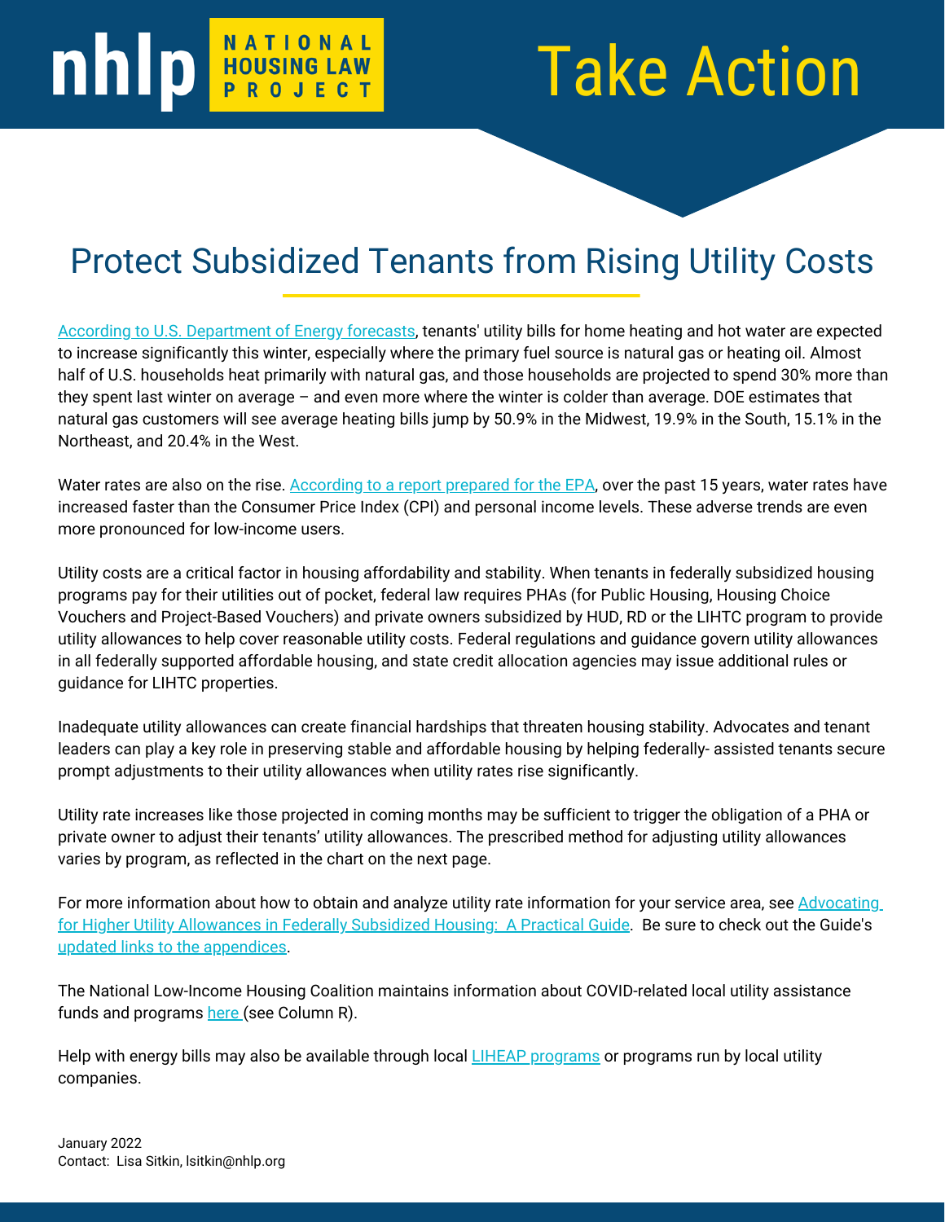nhlp NATIONAL HOUSING LAW PROJECT

# Take Action

## Protect Subsidized Tenants from Rising Utility Costs

According to U.S. Department of Energy forecasts, tenants' utility bills for home heating and hot water are expected to increase significantly this winter, especially where the primary fuel source is natural gas or heating oil. Almost half of U.S. households heat primarily with natural gas, and those households are projected to spend 30% more than they spent last winter on average – and even more where the winter is colder than average. DOE estimates that natural gas customers will see average heating bills jump by 50.9% in the Midwest, 19.9% in the South, 15.1% in the Northeast, and 20.4% in the West.

Water rates are also on the rise. According to a report prepared for the EPA, over the past 15 years, water rates have increased faster than the Consumer Price Index (CPI) and personal income levels. These adverse trends are even more pronounced for low-income users.

Utility costs are a critical factor in housing affordability and stability. When tenants in federally subsidized housing programs pay for their utilities out of pocket, federal law requires PHAs (for Public Housing, Housing Choice Vouchers and Project-Based Vouchers) and private owners subsidized by HUD, RD or the LIHTC program to provide utility allowances to help cover reasonable utility costs. Federal regulations and guidance govern utility allowances in all federally supported affordable housing, and state credit allocation agencies may issue additional rules or guidance for LIHTC properties.

Inadequate utility allowances can create financial hardships that threaten housing stability. Advocates and tenant leaders can play a key role in preserving stable and affordable housing by helping federally- assisted tenants secure prompt adjustments to their utility allowances when utility rates rise significantly.

Utility rate increases like those projected in coming months may be sufficient to trigger the obligation of a PHA or private owner to adjust their tenants' utility allowances. The prescribed method for adjusting utility allowances varies by program, as reflected in the chart on the next page.

For more information about how to obtain and analyze utility rate information for your service area, see Advocating for Higher Utility Allowances in Federally Subsidized Housing: A Practical Guide. Be sure to check out the Guide's updated links to the appendices.

The National Low-Income Housing Coalition maintains information about COVID-related local utility assistance funds and programs here (see Column R).

Help with energy bills may also be available through local LIHEAP programs or programs run by local utility companies.

January 2022
Contact: Lisa Sitkin, lsitkin@nhlp.org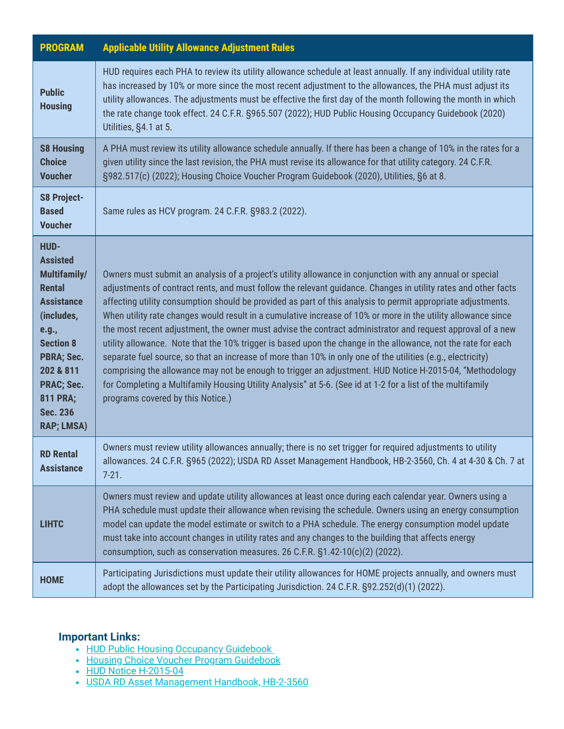| PROGRAM | Applicable Utility Allowance Adjustment Rules |
|---|---|
| **Public Housing** | HUD requires each PHA to review its utility allowance schedule at least annually. If any individual utility rate has increased by 10% or more since the most recent adjustment to the allowances, the PHA must adjust its utility allowances. The adjustments must be effective the first day of the month following the month in which the rate change took effect. 24 C.F.R. §965.507 (2022); HUD Public Housing Occupancy Guidebook (2020) Utilities, §4.1 at 5. |
| **S8 Housing Choice Voucher** | A PHA must review its utility allowance schedule annually. If there has been a change of 10% in the rates for a given utility since the last revision, the PHA must revise its allowance for that utility category. 24 C.F.R. §982.517(c) (2022); Housing Choice Voucher Program Guidebook (2020), Utilities, §6 at 8. |
| **S8 Project-Based Voucher** | Same rules as HCV program. 24 C.F.R. §983.2 (2022). |
| **HUD-Assisted Multifamily/ Rental Assistance (includes, e.g., Section 8 PBRA; Sec. 202 & 811 PRAC; Sec. 811 PRA; Sec. 236 RAP; LMSA)** | Owners must submit an analysis of a project's utility allowance in conjunction with any annual or special adjustments of contract rents, and must follow the relevant guidance. Changes in utility rates and other facts affecting utility consumption should be provided as part of this analysis to permit appropriate adjustments. When utility rate changes would result in a cumulative increase of 10% or more in the utility allowance since the most recent adjustment, the owner must advise the contract administrator and request approval of a new utility allowance. Note that the 10% trigger is based upon the change in the allowance, not the rate for each separate fuel source, so that an increase of more than 10% in only one of the utilities (e.g., electricity) comprising the allowance may not be enough to trigger an adjustment. HUD Notice H-2015-04, "Methodology for Completing a Multifamily Housing Utility Analysis" at 5-6. (See id at 1-2 for a list of the multifamily programs covered by this Notice.) |
| **RD Rental Assistance** | Owners must review utility allowances annually; there is no set trigger for required adjustments to utility allowances. 24 C.F.R. §965 (2022); USDA RD Asset Management Handbook, HB-2-3560, Ch. 4 at 4-30 & Ch. 7 at 7-21. |
| **LIHTC** | Owners must review and update utility allowances at least once during each calendar year. Owners using a PHA schedule must update their allowance when revising the schedule. Owners using an energy consumption model can update the model estimate or switch to a PHA schedule. The energy consumption model update must take into account changes in utility rates and any changes to the building that affects energy consumption, such as conservation measures. 26 C.F.R. §1.42-10(c)(2) (2022). |
| **HOME** | Participating Jurisdictions must update their utility allowances for HOME projects annually, and owners must adopt the allowances set by the Participating Jurisdiction. 24 C.F.R. §92.252(d)(1) (2022). |

## Important Links:

- HUD Public Housing Occupancy Guidebook
- Housing Choice Voucher Program Guidebook
- HUD Notice H-2015-04
- USDA RD Asset Management Handbook, HB-2-3560